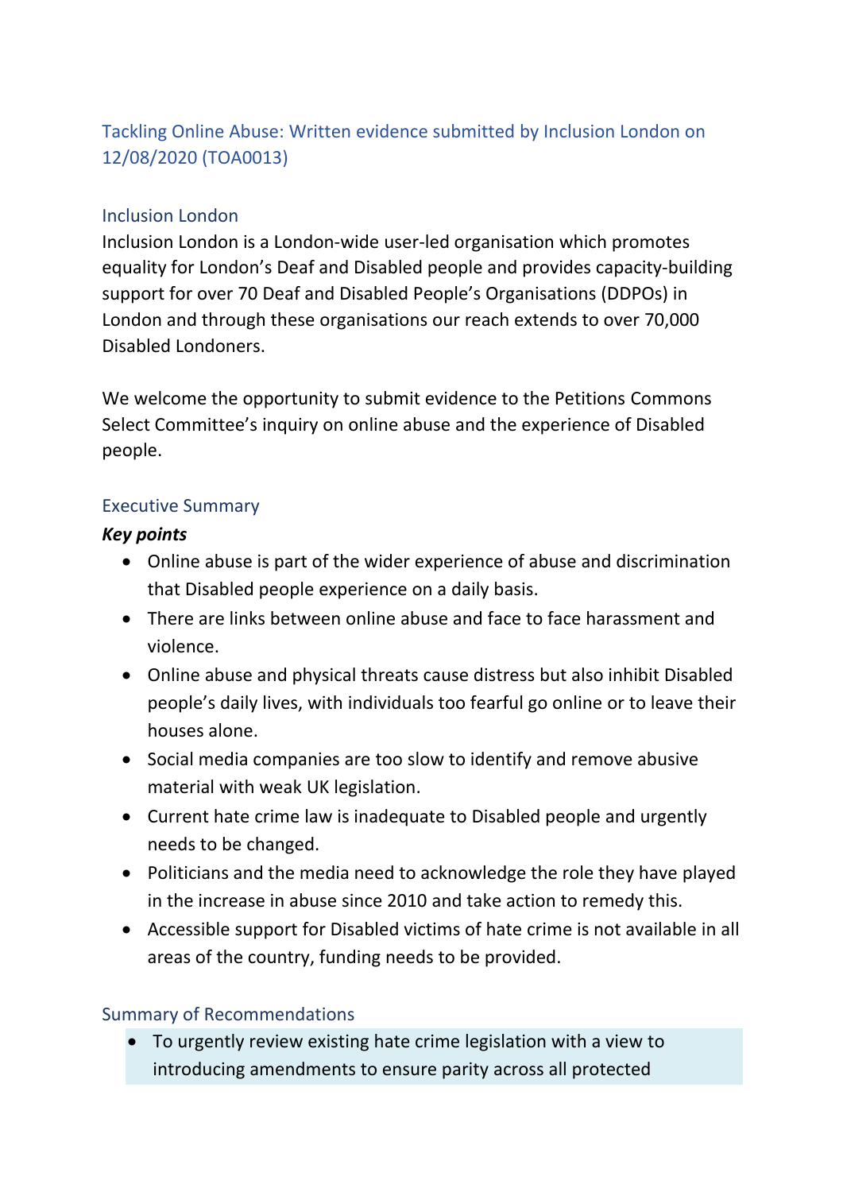# Tackling Online Abuse: Written evidence submitted by Inclusion London on 12/08/2020 (TOA0013)

## Inclusion London

Inclusion London is a London-wide user-led organisation which promotes equality for London's Deaf and Disabled people and provides capacity-building support for over 70 Deaf and Disabled People's Organisations (DDPOs) in London and through these organisations our reach extends to over 70,000 Disabled Londoners.

We welcome the opportunity to submit evidence to the Petitions Commons Select Committee's inquiry on online abuse and the experience of Disabled people.

## Executive Summary

***Key points***

- Online abuse is part of the wider experience of abuse and discrimination that Disabled people experience on a daily basis.
- There are links between online abuse and face to face harassment and violence.
- Online abuse and physical threats cause distress but also inhibit Disabled people's daily lives, with individuals too fearful go online or to leave their houses alone.
- Social media companies are too slow to identify and remove abusive material with weak UK legislation.
- Current hate crime law is inadequate to Disabled people and urgently needs to be changed.
- Politicians and the media need to acknowledge the role they have played in the increase in abuse since 2010 and take action to remedy this.
- Accessible support for Disabled victims of hate crime is not available in all areas of the country, funding needs to be provided.

## Summary of Recommendations

- To urgently review existing hate crime legislation with a view to introducing amendments to ensure parity across all protected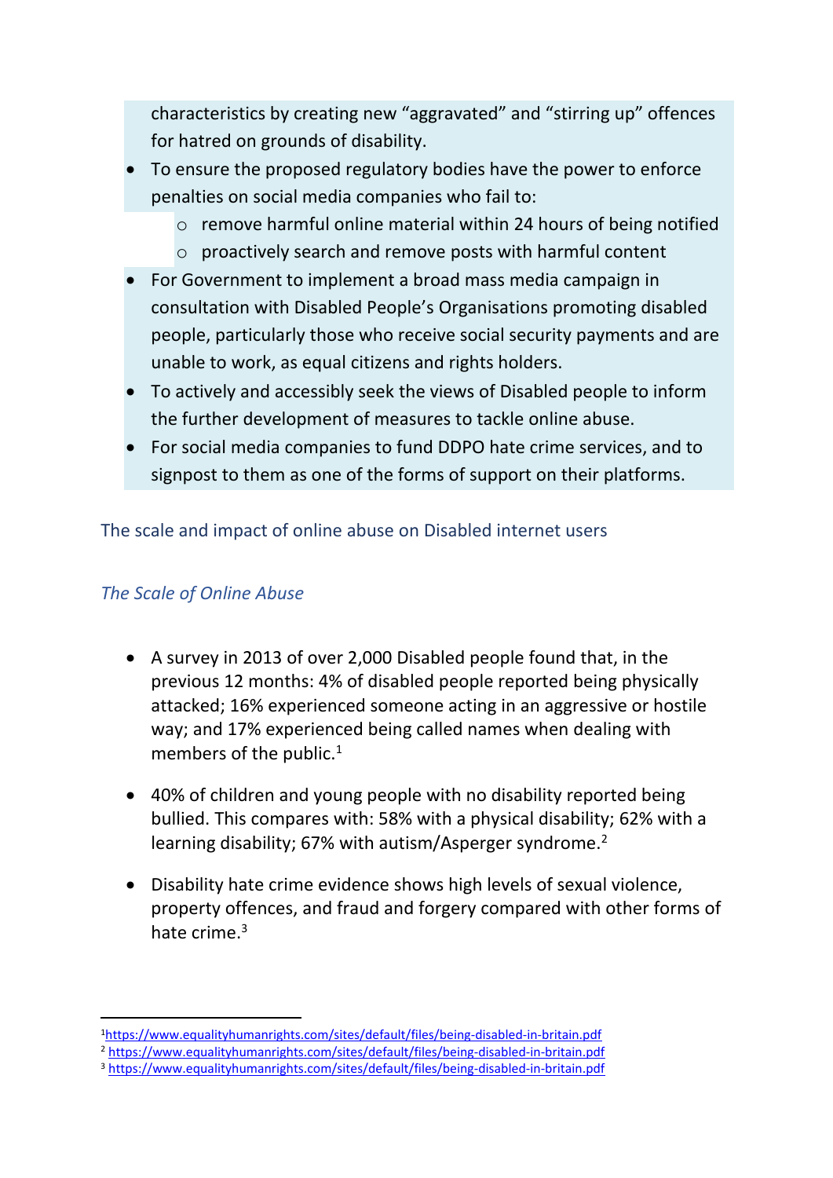characteristics by creating new "aggravated" and "stirring up" offences for hatred on grounds of disability.
- To ensure the proposed regulatory bodies have the power to enforce penalties on social media companies who fail to:
    - remove harmful online material within 24 hours of being notified
    - proactively search and remove posts with harmful content
- For Government to implement a broad mass media campaign in consultation with Disabled People's Organisations promoting disabled people, particularly those who receive social security payments and are unable to work, as equal citizens and rights holders.
- To actively and accessibly seek the views of Disabled people to inform the further development of measures to tackle online abuse.
- For social media companies to fund DDPO hate crime services, and to signpost to them as one of the forms of support on their platforms.

## The scale and impact of online abuse on Disabled internet users

### *The Scale of Online Abuse*

- A survey in 2013 of over 2,000 Disabled people found that, in the previous 12 months: 4% of disabled people reported being physically attacked; 16% experienced someone acting in an aggressive or hostile way; and 17% experienced being called names when dealing with members of the public.[1]

- 40% of children and young people with no disability reported being bullied. This compares with: 58% with a physical disability; 62% with a learning disability; 67% with autism/Asperger syndrome.[2]

- Disability hate crime evidence shows high levels of sexual violence, property offences, and fraud and forgery compared with other forms of hate crime.[3]

---

[1] https://www.equalityhumanrights.com/sites/default/files/being-disabled-in-britain.pdf

[2] https://www.equalityhumanrights.com/sites/default/files/being-disabled-in-britain.pdf

[3] https://www.equalityhumanrights.com/sites/default/files/being-disabled-in-britain.pdf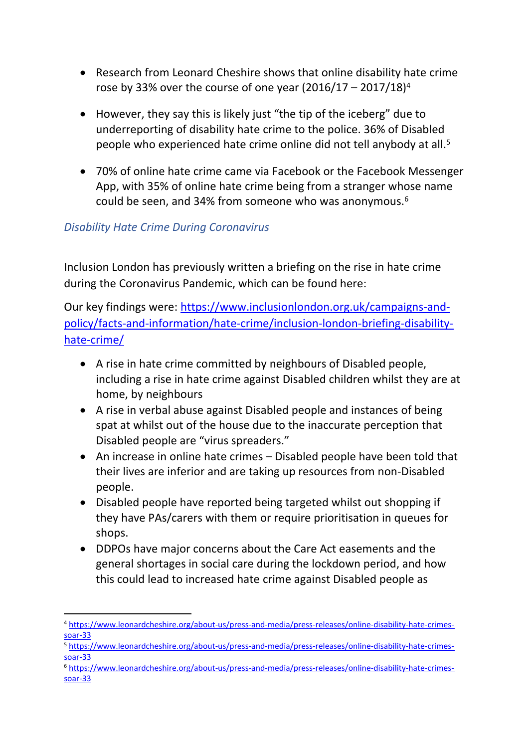- Research from Leonard Cheshire shows that online disability hate crime rose by 33% over the course of one year (2016/17 – 2017/18)[4]

- However, they say this is likely just "the tip of the iceberg" due to underreporting of disability hate crime to the police. 36% of Disabled people who experienced hate crime online did not tell anybody at all.[5]

- 70% of online hate crime came via Facebook or the Facebook Messenger App, with 35% of online hate crime being from a stranger whose name could be seen, and 34% from someone who was anonymous.[6]

### *Disability Hate Crime During Coronavirus*

Inclusion London has previously written a briefing on the rise in hate crime during the Coronavirus Pandemic, which can be found here:

Our key findings were: https://www.inclusionlondon.org.uk/campaigns-and-policy/facts-and-information/hate-crime/inclusion-london-briefing-disability-hate-crime/

- A rise in hate crime committed by neighbours of Disabled people, including a rise in hate crime against Disabled children whilst they are at home, by neighbours
- A rise in verbal abuse against Disabled people and instances of being spat at whilst out of the house due to the inaccurate perception that Disabled people are "virus spreaders."
- An increase in online hate crimes – Disabled people have been told that their lives are inferior and are taking up resources from non-Disabled people.
- Disabled people have reported being targeted whilst out shopping if they have PAs/carers with them or require prioritisation in queues for shops.
- DDPOs have major concerns about the Care Act easements and the general shortages in social care during the lockdown period, and how this could lead to increased hate crime against Disabled people as

---

[4] https://www.leonardcheshire.org/about-us/press-and-media/press-releases/online-disability-hate-crimes-soar-33

[5] https://www.leonardcheshire.org/about-us/press-and-media/press-releases/online-disability-hate-crimes-soar-33

[6] https://www.leonardcheshire.org/about-us/press-and-media/press-releases/online-disability-hate-crimes-soar-33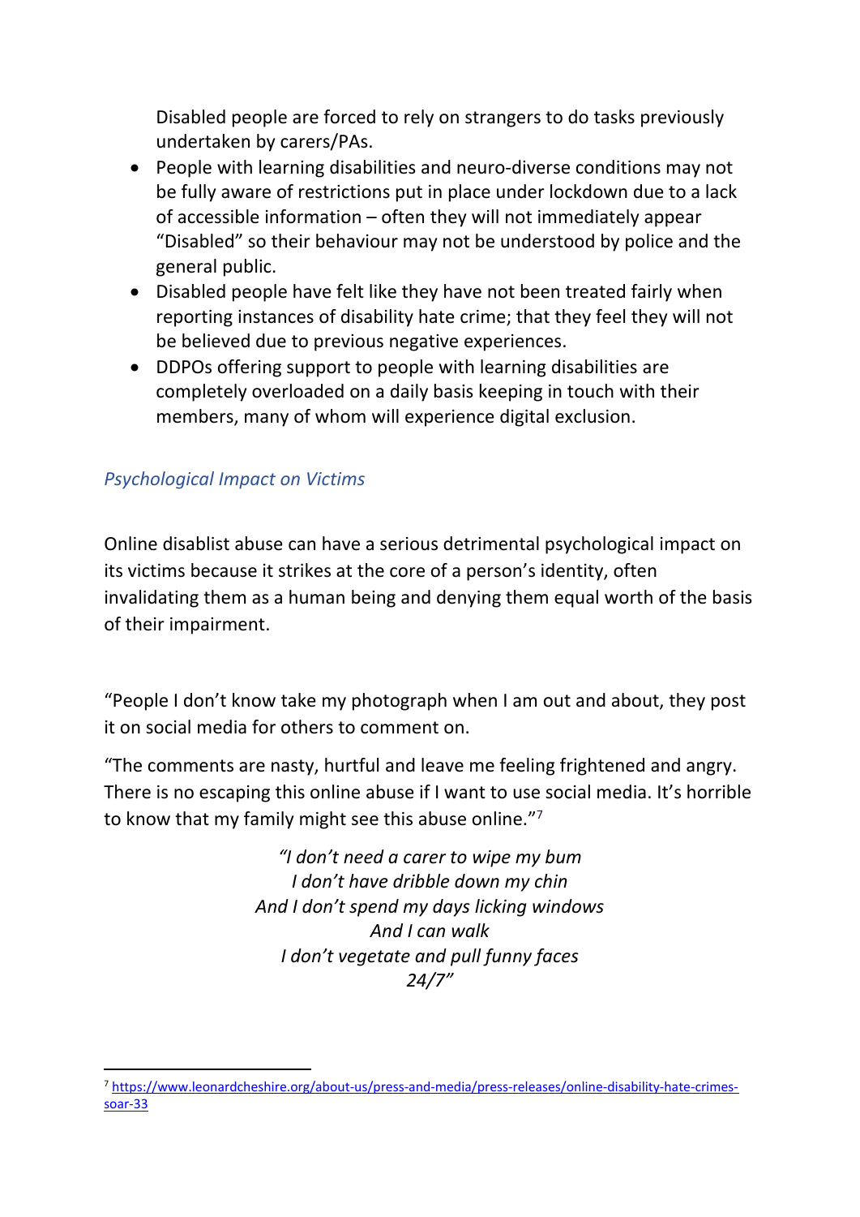Disabled people are forced to rely on strangers to do tasks previously undertaken by carers/PAs.

- People with learning disabilities and neuro-diverse conditions may not be fully aware of restrictions put in place under lockdown due to a lack of accessible information – often they will not immediately appear "Disabled" so their behaviour may not be understood by police and the general public.
- Disabled people have felt like they have not been treated fairly when reporting instances of disability hate crime; that they feel they will not be believed due to previous negative experiences.
- DDPOs offering support to people with learning disabilities are completely overloaded on a daily basis keeping in touch with their members, many of whom will experience digital exclusion.

*Psychological Impact on Victims*

Online disablist abuse can have a serious detrimental psychological impact on its victims because it strikes at the core of a person's identity, often invalidating them as a human being and denying them equal worth of the basis of their impairment.

"People I don't know take my photograph when I am out and about, they post it on social media for others to comment on.

"The comments are nasty, hurtful and leave me feeling frightened and angry. There is no escaping this online abuse if I want to use social media. It's horrible to know that my family might see this abuse online."[7]

*"I don't need a carer to wipe my bum*
*I don't have dribble down my chin*
*And I don't spend my days licking windows*
*And I can walk*
*I don't vegetate and pull funny faces*
*24/7"*

---

[7] https://www.leonardcheshire.org/about-us/press-and-media/press-releases/online-disability-hate-crimes-soar-33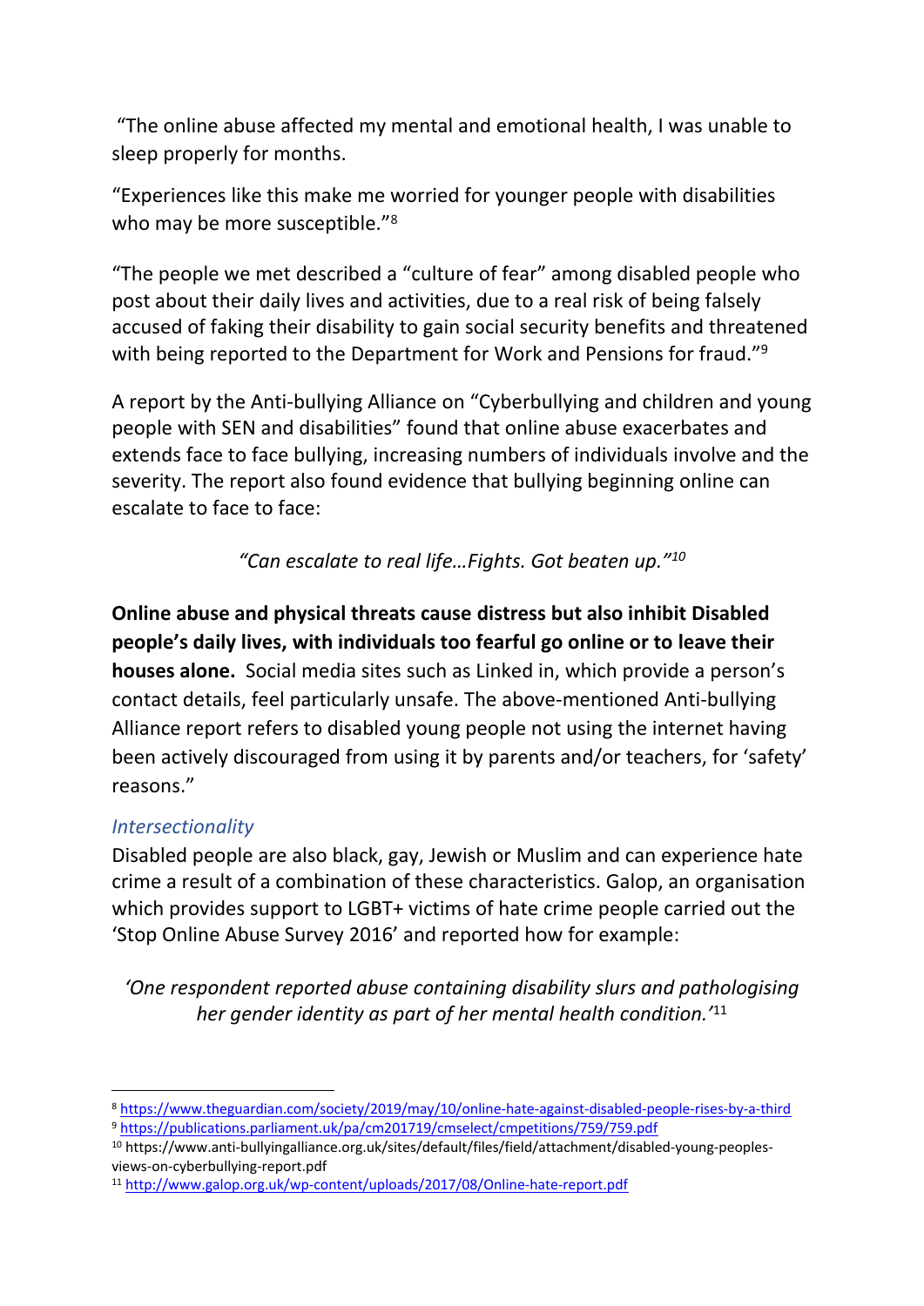"The online abuse affected my mental and emotional health, I was unable to sleep properly for months.

"Experiences like this make me worried for younger people with disabilities who may be more susceptible."[8]

"The people we met described a "culture of fear" among disabled people who post about their daily lives and activities, due to a real risk of being falsely accused of faking their disability to gain social security benefits and threatened with being reported to the Department for Work and Pensions for fraud."[9]

A report by the Anti-bullying Alliance on "Cyberbullying and children and young people with SEN and disabilities" found that online abuse exacerbates and extends face to face bullying, increasing numbers of individuals involve and the severity. The report also found evidence that bullying beginning online can escalate to face to face:

*"Can escalate to real life…Fights. Got beaten up."*[10]

**Online abuse and physical threats cause distress but also inhibit Disabled people's daily lives, with individuals too fearful go online or to leave their houses alone.** Social media sites such as Linked in, which provide a person's contact details, feel particularly unsafe. The above-mentioned Anti-bullying Alliance report refers to disabled young people not using the internet having been actively discouraged from using it by parents and/or teachers, for 'safety' reasons."

### *Intersectionality*

Disabled people are also black, gay, Jewish or Muslim and can experience hate crime a result of a combination of these characteristics. Galop, an organisation which provides support to LGBT+ victims of hate crime people carried out the 'Stop Online Abuse Survey 2016' and reported how for example:

*'One respondent reported abuse containing disability slurs and pathologising her gender identity as part of her mental health condition.'*[11]

---

[8] https://www.theguardian.com/society/2019/may/10/online-hate-against-disabled-people-rises-by-a-third

[9] https://publications.parliament.uk/pa/cm201719/cmselect/cmpetitions/759/759.pdf

[10] https://www.anti-bullyingalliance.org.uk/sites/default/files/field/attachment/disabled-young-peoples-views-on-cyberbullying-report.pdf

[11] http://www.galop.org.uk/wp-content/uploads/2017/08/Online-hate-report.pdf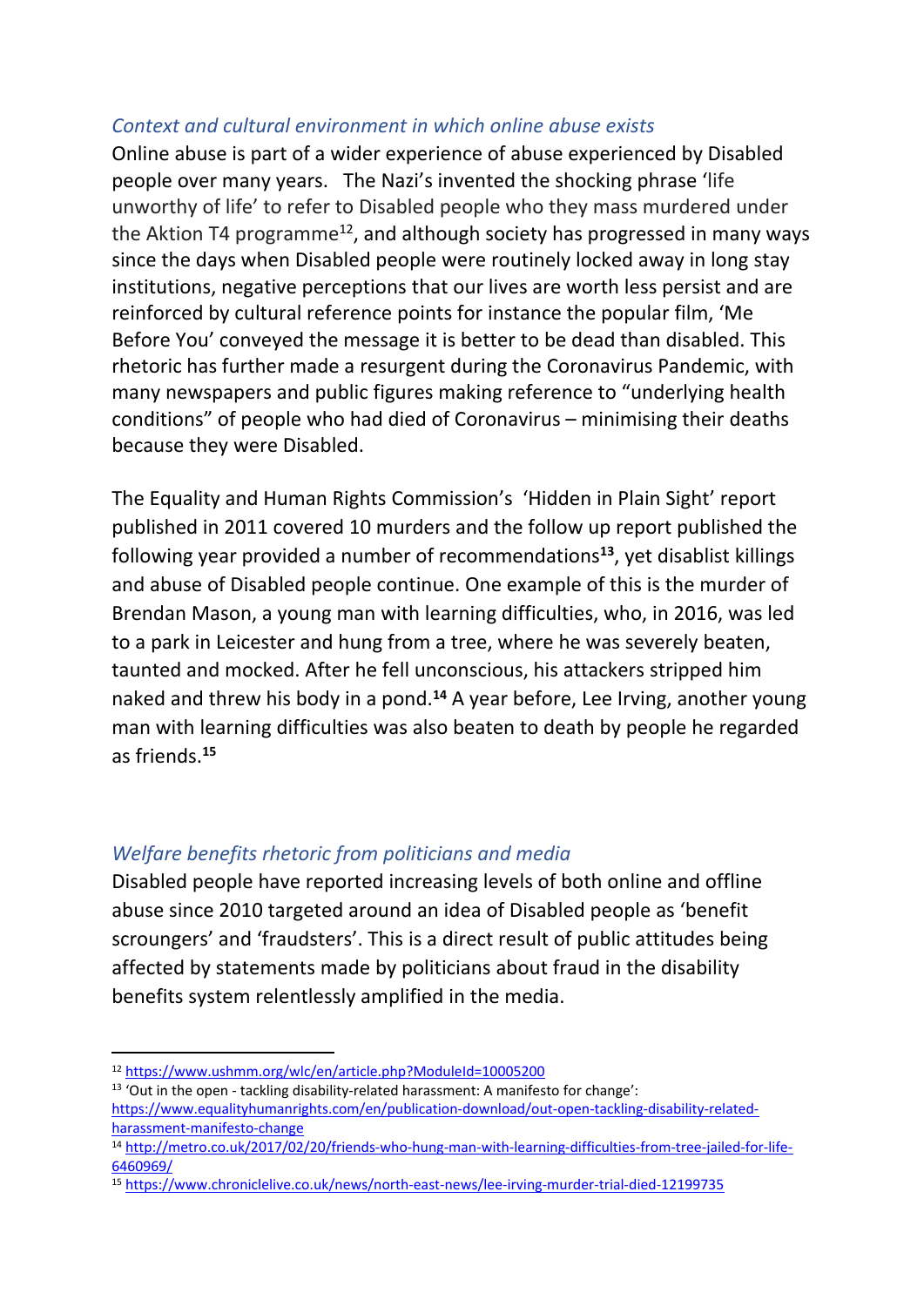### *Context and cultural environment in which online abuse exists*

Online abuse is part of a wider experience of abuse experienced by Disabled people over many years. The Nazi's invented the shocking phrase 'life unworthy of life' to refer to Disabled people who they mass murdered under the Aktion T4 programme[12], and although society has progressed in many ways since the days when Disabled people were routinely locked away in long stay institutions, negative perceptions that our lives are worth less persist and are reinforced by cultural reference points for instance the popular film, 'Me Before You' conveyed the message it is better to be dead than disabled. This rhetoric has further made a resurgent during the Coronavirus Pandemic, with many newspapers and public figures making reference to "underlying health conditions" of people who had died of Coronavirus – minimising their deaths because they were Disabled.

The Equality and Human Rights Commission's 'Hidden in Plain Sight' report published in 2011 covered 10 murders and the follow up report published the following year provided a number of recommendations[13], yet disablist killings and abuse of Disabled people continue. One example of this is the murder of Brendan Mason, a young man with learning difficulties, who, in 2016, was led to a park in Leicester and hung from a tree, where he was severely beaten, taunted and mocked. After he fell unconscious, his attackers stripped him naked and threw his body in a pond.[14] A year before, Lee Irving, another young man with learning difficulties was also beaten to death by people he regarded as friends.[15]

### *Welfare benefits rhetoric from politicians and media*

Disabled people have reported increasing levels of both online and offline abuse since 2010 targeted around an idea of Disabled people as 'benefit scroungers' and 'fraudsters'. This is a direct result of public attitudes being affected by statements made by politicians about fraud in the disability benefits system relentlessly amplified in the media.

---

[12] https://www.ushmm.org/wlc/en/article.php?ModuleId=10005200

[13] 'Out in the open - tackling disability-related harassment: A manifesto for change': https://www.equalityhumanrights.com/en/publication-download/out-open-tackling-disability-related-harassment-manifesto-change

[14] http://metro.co.uk/2017/02/20/friends-who-hung-man-with-learning-difficulties-from-tree-jailed-for-life-6460969/

[15] https://www.chroniclelive.co.uk/news/north-east-news/lee-irving-murder-trial-died-12199735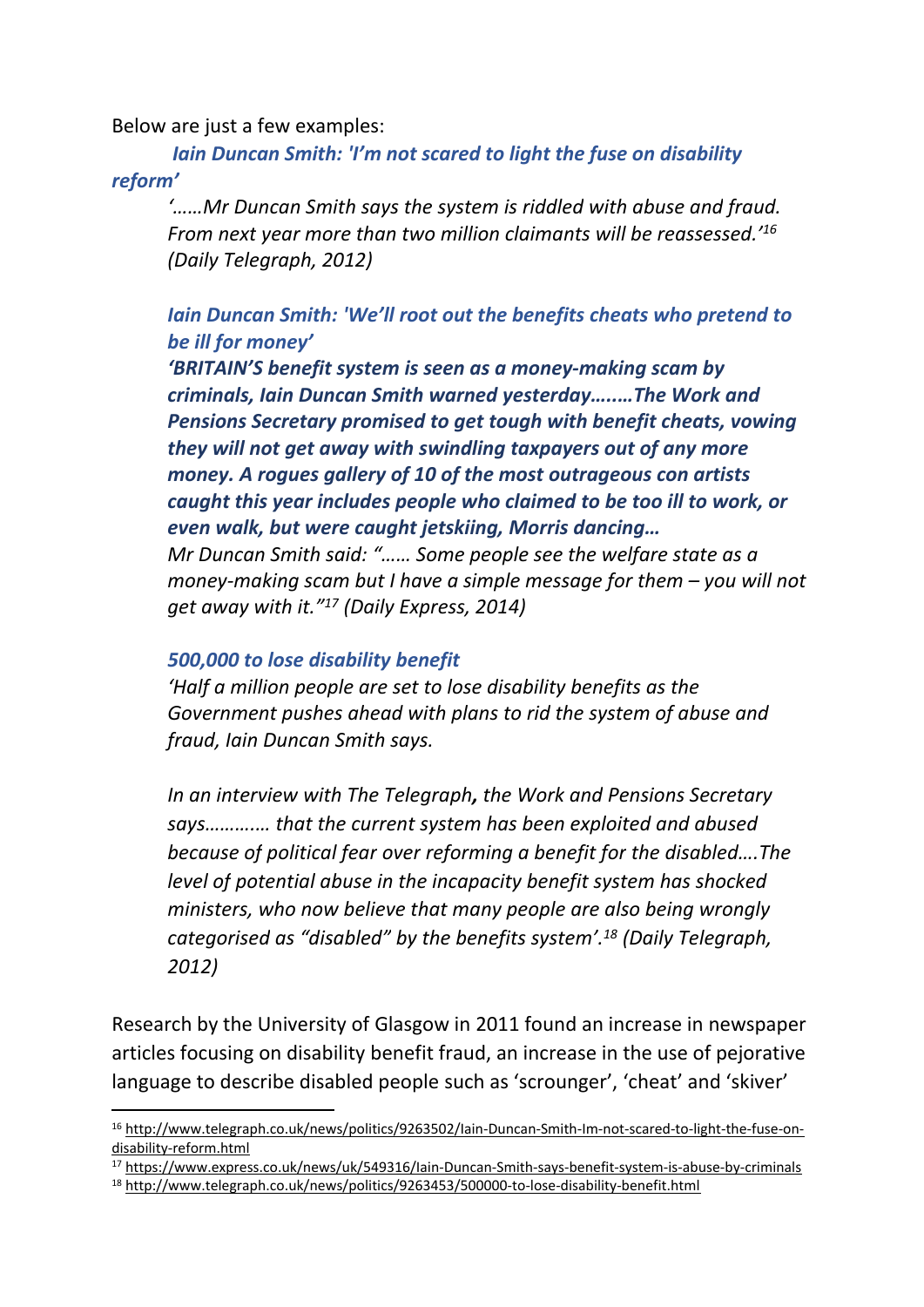Below are just a few examples:

***Iain Duncan Smith: 'I'm not scared to light the fuse on disability reform'***

> *'……Mr Duncan Smith says the system is riddled with abuse and fraud. From next year more than two million claimants will be reassessed.'*[16] *(Daily Telegraph, 2012)*
>
> ***Iain Duncan Smith: 'We'll root out the benefits cheats who pretend to be ill for money'***
>
> ***'BRITAIN'S benefit system is seen as a money-making scam by criminals, Iain Duncan Smith warned yesterday……..The Work and Pensions Secretary promised to get tough with benefit cheats, vowing they will not get away with swindling taxpayers out of any more money. A rogues gallery of 10 of the most outrageous con artists caught this year includes people who claimed to be too ill to work, or even walk, but were caught jetskiing, Morris dancing…***
>
> *Mr Duncan Smith said: "…… Some people see the welfare state as a money-making scam but I have a simple message for them – you will not get away with it."*[17] *(Daily Express, 2014)*
>
> ***500,000 to lose disability benefit***
>
> *'Half a million people are set to lose disability benefits as the Government pushes ahead with plans to rid the system of abuse and fraud, Iain Duncan Smith says.*
>
> *In an interview with The Telegraph**,** the Work and Pensions Secretary says………… that the current system has been exploited and abused because of political fear over reforming a benefit for the disabled….The level of potential abuse in the incapacity benefit system has shocked ministers, who now believe that many people are also being wrongly categorised as "disabled" by the benefits system'.*[18] *(Daily Telegraph, 2012)*

Research by the University of Glasgow in 2011 found an increase in newspaper articles focusing on disability benefit fraud, an increase in the use of pejorative language to describe disabled people such as 'scrounger', 'cheat' and 'skiver'

---

[16] http://www.telegraph.co.uk/news/politics/9263502/Iain-Duncan-Smith-Im-not-scared-to-light-the-fuse-on-disability-reform.html

[17] https://www.express.co.uk/news/uk/549316/Iain-Duncan-Smith-says-benefit-system-is-abuse-by-criminals

[18] http://www.telegraph.co.uk/news/politics/9263453/500000-to-lose-disability-benefit.html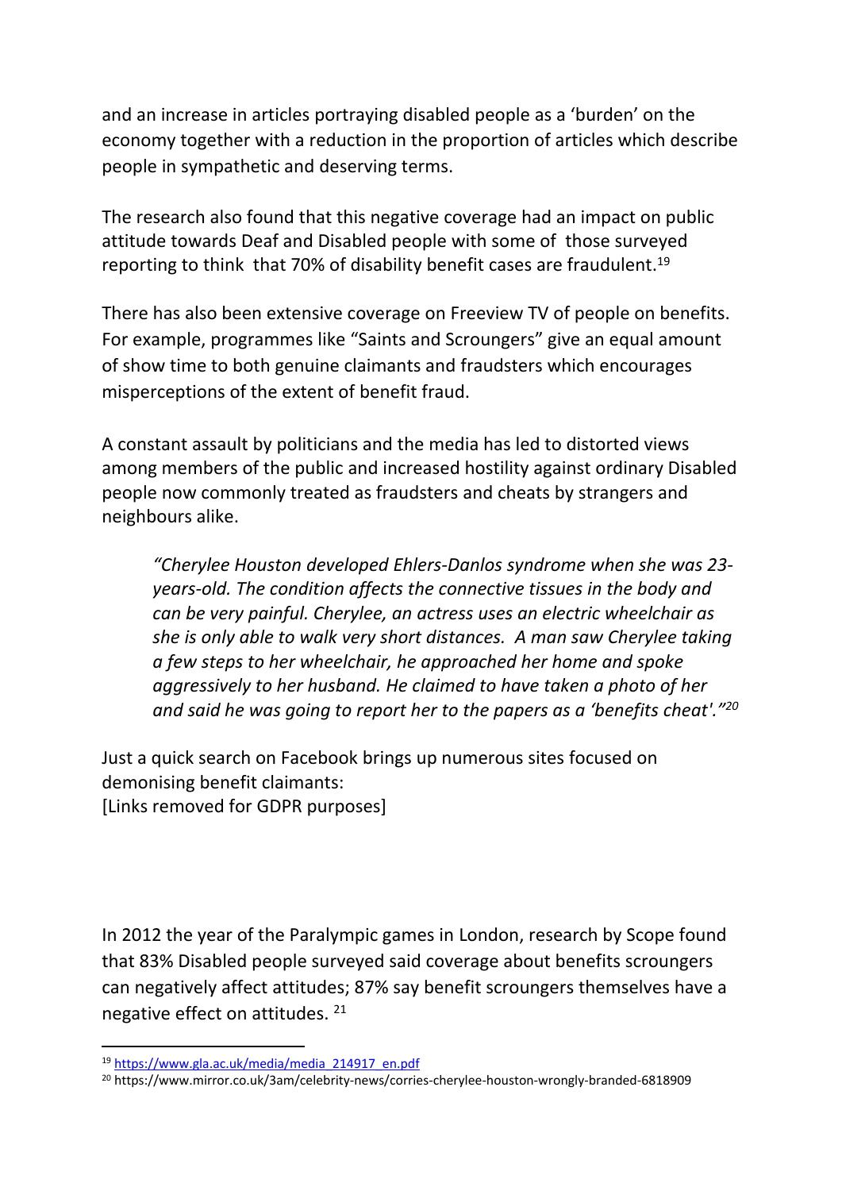and an increase in articles portraying disabled people as a 'burden' on the economy together with a reduction in the proportion of articles which describe people in sympathetic and deserving terms.

The research also found that this negative coverage had an impact on public attitude towards Deaf and Disabled people with some of those surveyed reporting to think that 70% of disability benefit cases are fraudulent.[19]

There has also been extensive coverage on Freeview TV of people on benefits. For example, programmes like "Saints and Scroungers" give an equal amount of show time to both genuine claimants and fraudsters which encourages misperceptions of the extent of benefit fraud.

A constant assault by politicians and the media has led to distorted views among members of the public and increased hostility against ordinary Disabled people now commonly treated as fraudsters and cheats by strangers and neighbours alike.

> *"Cherylee Houston developed Ehlers-Danlos syndrome when she was 23-years-old. The condition affects the connective tissues in the body and can be very painful. Cherylee, an actress uses an electric wheelchair as she is only able to walk very short distances. A man saw Cherylee taking a few steps to her wheelchair, he approached her home and spoke aggressively to her husband. He claimed to have taken a photo of her and said he was going to report her to the papers as a 'benefits cheat'."*[20]

Just a quick search on Facebook brings up numerous sites focused on demonising benefit claimants:
[Links removed for GDPR purposes]

In 2012 the year of the Paralympic games in London, research by Scope found that 83% Disabled people surveyed said coverage about benefits scroungers can negatively affect attitudes; 87% say benefit scroungers themselves have a negative effect on attitudes. [21]

---

[19] https://www.gla.ac.uk/media/media_214917_en.pdf

[20] https://www.mirror.co.uk/3am/celebrity-news/corries-cherylee-houston-wrongly-branded-6818909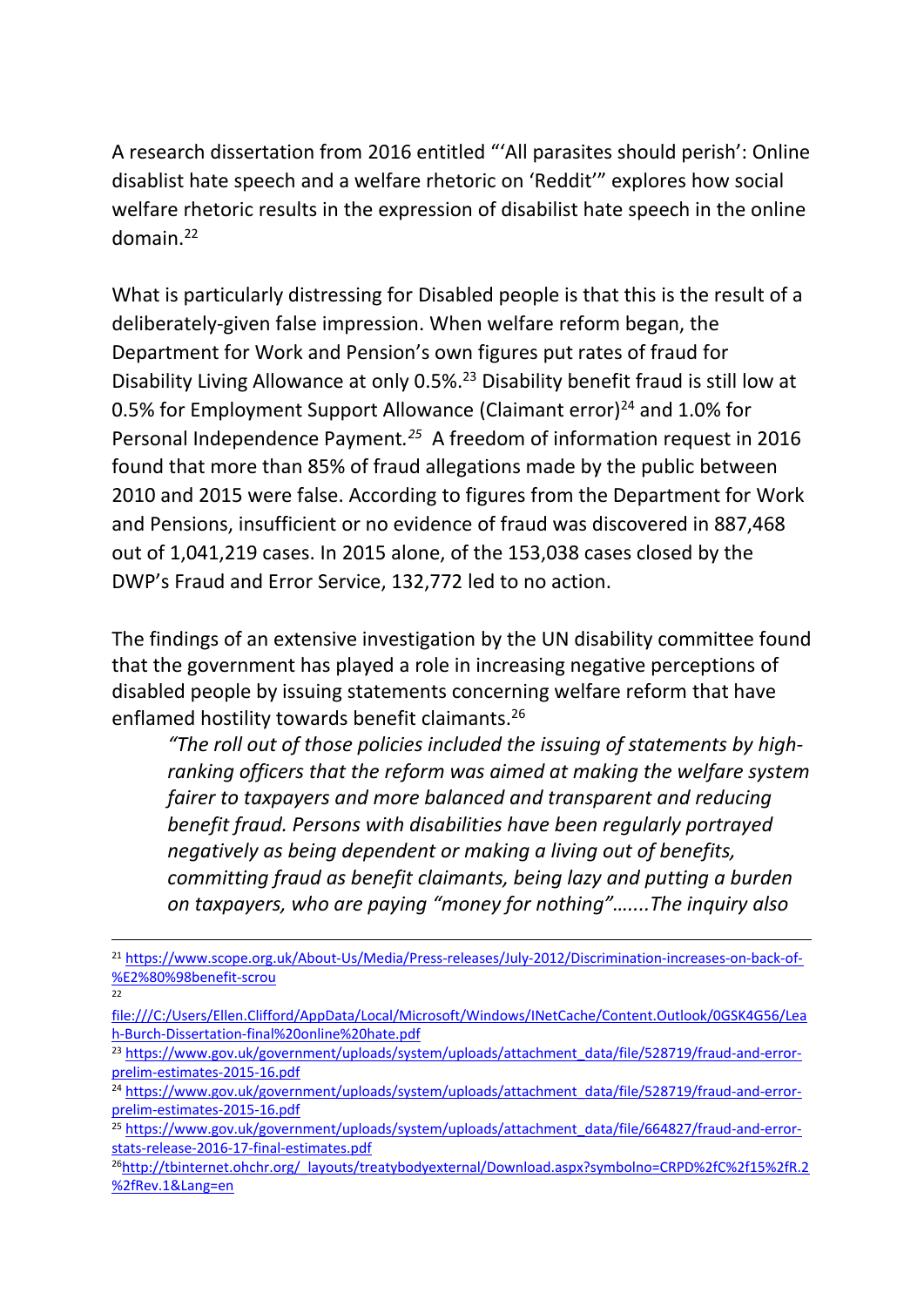A research dissertation from 2016 entitled "'All parasites should perish': Online disablist hate speech and a welfare rhetoric on 'Reddit'" explores how social welfare rhetoric results in the expression of disabilist hate speech in the online domain.[22]

What is particularly distressing for Disabled people is that this is the result of a deliberately-given false impression. When welfare reform began, the Department for Work and Pension's own figures put rates of fraud for Disability Living Allowance at only 0.5%.[23] Disability benefit fraud is still low at 0.5% for Employment Support Allowance (Claimant error)[24] and 1.0% for Personal Independence Payment.[25] A freedom of information request in 2016 found that more than 85% of fraud allegations made by the public between 2010 and 2015 were false. According to figures from the Department for Work and Pensions, insufficient or no evidence of fraud was discovered in 887,468 out of 1,041,219 cases. In 2015 alone, of the 153,038 cases closed by the DWP's Fraud and Error Service, 132,772 led to no action.

The findings of an extensive investigation by the UN disability committee found that the government has played a role in increasing negative perceptions of disabled people by issuing statements concerning welfare reform that have enflamed hostility towards benefit claimants.[26]

> *"The roll out of those policies included the issuing of statements by high-ranking officers that the reform was aimed at making the welfare system fairer to taxpayers and more balanced and transparent and reducing benefit fraud. Persons with disabilities have been regularly portrayed negatively as being dependent or making a living out of benefits, committing fraud as benefit claimants, being lazy and putting a burden on taxpayers, who are paying "money for nothing"…….The inquiry also*

---

[21] https://www.scope.org.uk/About-Us/Media/Press-releases/July-2012/Discrimination-increases-on-back-of-%E2%80%98benefit-scrou

[22] file:///C:/Users/Ellen.Clifford/AppData/Local/Microsoft/Windows/INetCache/Content.Outlook/0GSK4G56/Leah-Burch-Dissertation-final%20online%20hate.pdf

[23] https://www.gov.uk/government/uploads/system/uploads/attachment_data/file/528719/fraud-and-error-prelim-estimates-2015-16.pdf

[24] https://www.gov.uk/government/uploads/system/uploads/attachment_data/file/528719/fraud-and-error-prelim-estimates-2015-16.pdf

[25] https://www.gov.uk/government/uploads/system/uploads/attachment_data/file/664827/fraud-and-error-stats-release-2016-17-final-estimates.pdf

[26] http://tbinternet.ohchr.org/_layouts/treatybodyexternal/Download.aspx?symbolno=CRPD%2fC%2f15%2fR.2%2fRev.1&Lang=en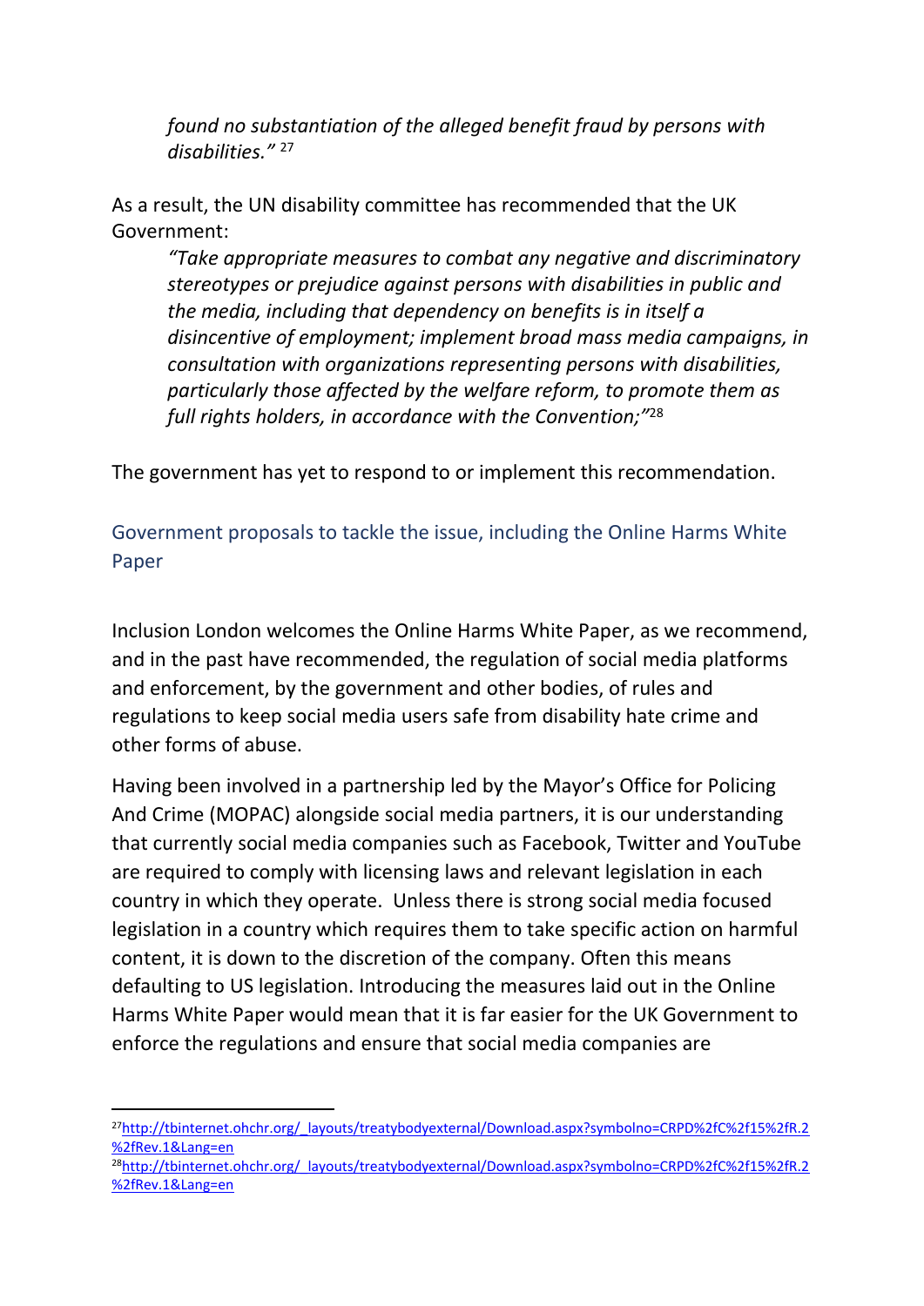> *found no substantiation of the alleged benefit fraud by persons with disabilities."* [27]

As a result, the UN disability committee has recommended that the UK Government:

> *"Take appropriate measures to combat any negative and discriminatory stereotypes or prejudice against persons with disabilities in public and the media, including that dependency on benefits is in itself a disincentive of employment; implement broad mass media campaigns, in consultation with organizations representing persons with disabilities, particularly those affected by the welfare reform, to promote them as full rights holders, in accordance with the Convention;"* [28]

The government has yet to respond to or implement this recommendation.

## Government proposals to tackle the issue, including the Online Harms White Paper

Inclusion London welcomes the Online Harms White Paper, as we recommend, and in the past have recommended, the regulation of social media platforms and enforcement, by the government and other bodies, of rules and regulations to keep social media users safe from disability hate crime and other forms of abuse.

Having been involved in a partnership led by the Mayor's Office for Policing And Crime (MOPAC) alongside social media partners, it is our understanding that currently social media companies such as Facebook, Twitter and YouTube are required to comply with licensing laws and relevant legislation in each country in which they operate. Unless there is strong social media focused legislation in a country which requires them to take specific action on harmful content, it is down to the discretion of the company. Often this means defaulting to US legislation. Introducing the measures laid out in the Online Harms White Paper would mean that it is far easier for the UK Government to enforce the regulations and ensure that social media companies are

---

[27] http://tbinternet.ohchr.org/_layouts/treatybodyexternal/Download.aspx?symbolno=CRPD%2fC%2f15%2fR.2%2fRev.1&Lang=en

[28] http://tbinternet.ohchr.org/_layouts/treatybodyexternal/Download.aspx?symbolno=CRPD%2fC%2f15%2fR.2%2fRev.1&Lang=en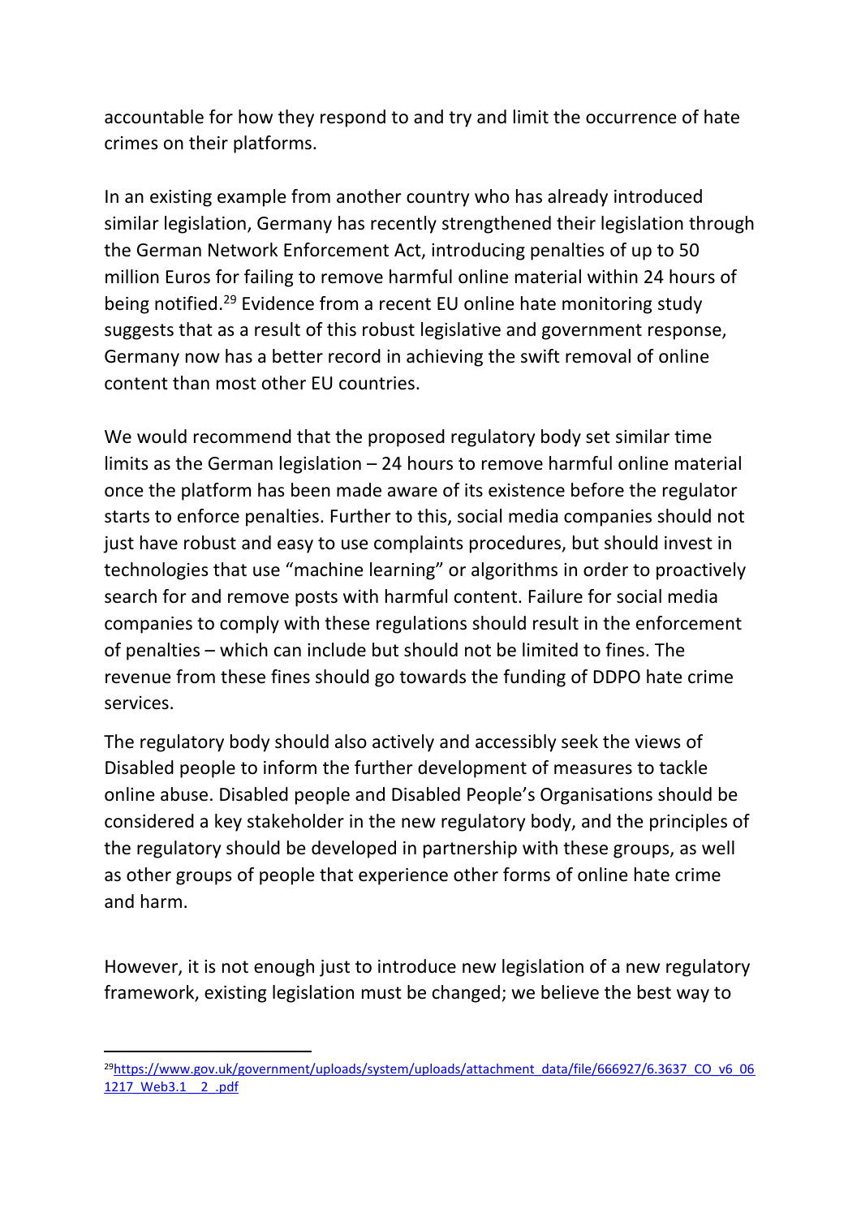accountable for how they respond to and try and limit the occurrence of hate crimes on their platforms.

In an existing example from another country who has already introduced similar legislation, Germany has recently strengthened their legislation through the German Network Enforcement Act, introducing penalties of up to 50 million Euros for failing to remove harmful online material within 24 hours of being notified.[29] Evidence from a recent EU online hate monitoring study suggests that as a result of this robust legislative and government response, Germany now has a better record in achieving the swift removal of online content than most other EU countries.

We would recommend that the proposed regulatory body set similar time limits as the German legislation – 24 hours to remove harmful online material once the platform has been made aware of its existence before the regulator starts to enforce penalties. Further to this, social media companies should not just have robust and easy to use complaints procedures, but should invest in technologies that use "machine learning" or algorithms in order to proactively search for and remove posts with harmful content. Failure for social media companies to comply with these regulations should result in the enforcement of penalties – which can include but should not be limited to fines. The revenue from these fines should go towards the funding of DDPO hate crime services.

The regulatory body should also actively and accessibly seek the views of Disabled people to inform the further development of measures to tackle online abuse. Disabled people and Disabled People's Organisations should be considered a key stakeholder in the new regulatory body, and the principles of the regulatory should be developed in partnership with these groups, as well as other groups of people that experience other forms of online hate crime and harm.

However, it is not enough just to introduce new legislation of a new regulatory framework, existing legislation must be changed; we believe the best way to

[29] https://www.gov.uk/government/uploads/system/uploads/attachment_data/file/666927/6.3637_CO_v6_061217_Web3.1__2_.pdf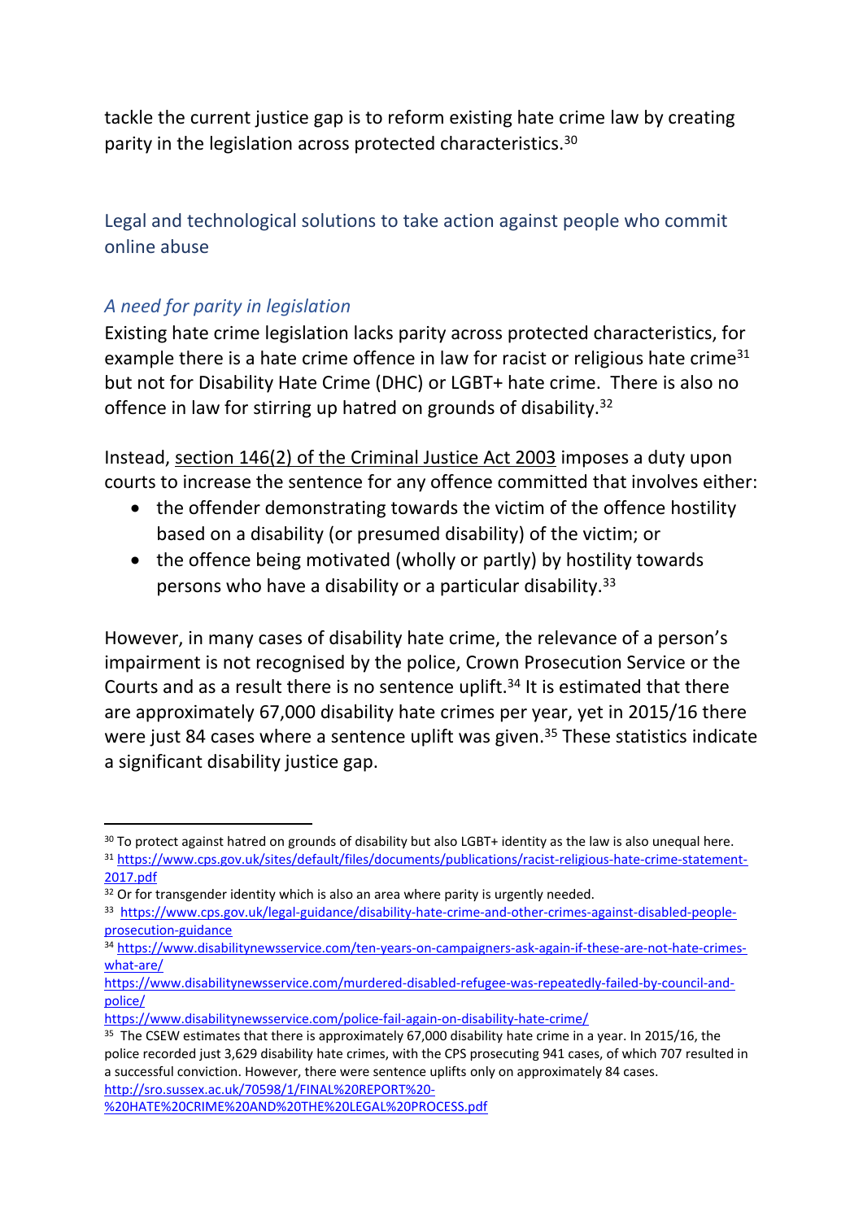tackle the current justice gap is to reform existing hate crime law by creating parity in the legislation across protected characteristics.[30]

## Legal and technological solutions to take action against people who commit online abuse

### *A need for parity in legislation*

Existing hate crime legislation lacks parity across protected characteristics, for example there is a hate crime offence in law for racist or religious hate crime[31] but not for Disability Hate Crime (DHC) or LGBT+ hate crime. There is also no offence in law for stirring up hatred on grounds of disability.[32]

Instead, section 146(2) of the Criminal Justice Act 2003 imposes a duty upon courts to increase the sentence for any offence committed that involves either:

- the offender demonstrating towards the victim of the offence hostility based on a disability (or presumed disability) of the victim; or
- the offence being motivated (wholly or partly) by hostility towards persons who have a disability or a particular disability.[33]

However, in many cases of disability hate crime, the relevance of a person's impairment is not recognised by the police, Crown Prosecution Service or the Courts and as a result there is no sentence uplift.[34] It is estimated that there are approximately 67,000 disability hate crimes per year, yet in 2015/16 there were just 84 cases where a sentence uplift was given.[35] These statistics indicate a significant disability justice gap.

---

[30] To protect against hatred on grounds of disability but also LGBT+ identity as the law is also unequal here.

[31] https://www.cps.gov.uk/sites/default/files/documents/publications/racist-religious-hate-crime-statement-2017.pdf

[32] Or for transgender identity which is also an area where parity is urgently needed.

[33] https://www.cps.gov.uk/legal-guidance/disability-hate-crime-and-other-crimes-against-disabled-people-prosecution-guidance

[34] https://www.disabilitynewsservice.com/ten-years-on-campaigners-ask-again-if-these-are-not-hate-crimes-what-are/
https://www.disabilitynewsservice.com/murdered-disabled-refugee-was-repeatedly-failed-by-council-and-police/
https://www.disabilitynewsservice.com/police-fail-again-on-disability-hate-crime/

[35] The CSEW estimates that there is approximately 67,000 disability hate crime in a year. In 2015/16, the police recorded just 3,629 disability hate crimes, with the CPS prosecuting 941 cases, of which 707 resulted in a successful conviction. However, there were sentence uplifts only on approximately 84 cases.
http://sro.sussex.ac.uk/70598/1/FINAL%20REPORT%20-%20HATE%20CRIME%20AND%20THE%20LEGAL%20PROCESS.pdf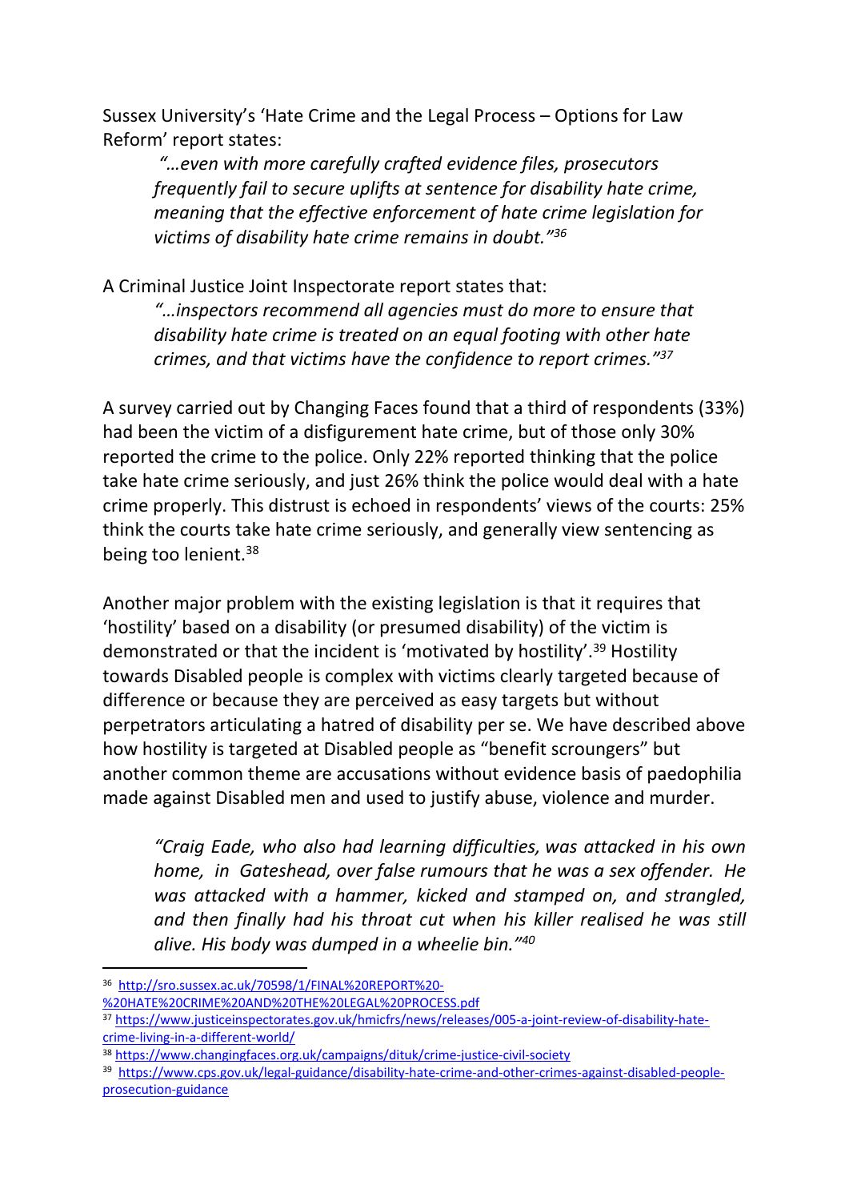Sussex University's 'Hate Crime and the Legal Process – Options for Law Reform' report states:

> *"…even with more carefully crafted evidence files, prosecutors frequently fail to secure uplifts at sentence for disability hate crime, meaning that the effective enforcement of hate crime legislation for victims of disability hate crime remains in doubt."*[36]

A Criminal Justice Joint Inspectorate report states that:

> *"…inspectors recommend all agencies must do more to ensure that disability hate crime is treated on an equal footing with other hate crimes, and that victims have the confidence to report crimes."*[37]

A survey carried out by Changing Faces found that a third of respondents (33%) had been the victim of a disfigurement hate crime, but of those only 30% reported the crime to the police. Only 22% reported thinking that the police take hate crime seriously, and just 26% think the police would deal with a hate crime properly. This distrust is echoed in respondents' views of the courts: 25% think the courts take hate crime seriously, and generally view sentencing as being too lenient.[38]

Another major problem with the existing legislation is that it requires that 'hostility' based on a disability (or presumed disability) of the victim is demonstrated or that the incident is 'motivated by hostility'.[39] Hostility towards Disabled people is complex with victims clearly targeted because of difference or because they are perceived as easy targets but without perpetrators articulating a hatred of disability per se. We have described above how hostility is targeted at Disabled people as "benefit scroungers" but another common theme are accusations without evidence basis of paedophilia made against Disabled men and used to justify abuse, violence and murder.

> *"Craig Eade, who also had learning difficulties, was attacked in his own home, in Gateshead, over false rumours that he was a sex offender. He was attacked with a hammer, kicked and stamped on, and strangled, and then finally had his throat cut when his killer realised he was still alive. His body was dumped in a wheelie bin."*[40]

---

[36] http://sro.sussex.ac.uk/70598/1/FINAL%20REPORT%20-%20HATE%20CRIME%20AND%20THE%20LEGAL%20PROCESS.pdf

[37] https://www.justiceinspectorates.gov.uk/hmicfrs/news/releases/005-a-joint-review-of-disability-hate-crime-living-in-a-different-world/

[38] https://www.changingfaces.org.uk/campaigns/dituk/crime-justice-civil-society

[39] https://www.cps.gov.uk/legal-guidance/disability-hate-crime-and-other-crimes-against-disabled-people-prosecution-guidance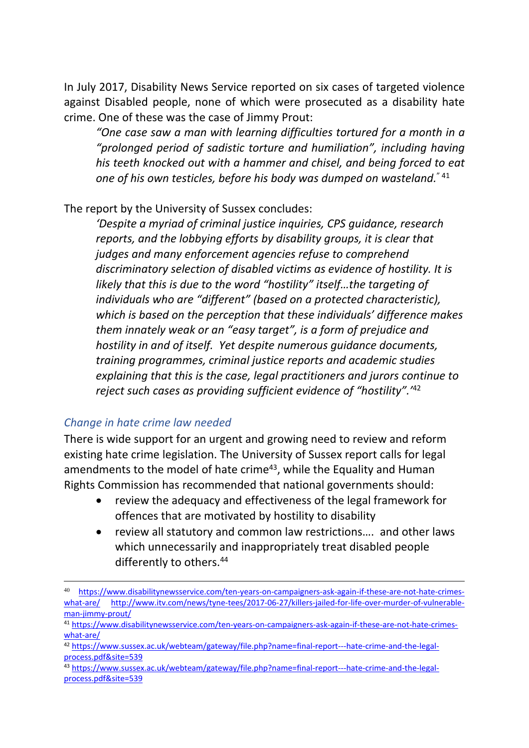In July 2017, Disability News Service reported on six cases of targeted violence against Disabled people, none of which were prosecuted as a disability hate crime. One of these was the case of Jimmy Prout:

> *"One case saw a man with learning difficulties tortured for a month in a "prolonged period of sadistic torture and humiliation", including having his teeth knocked out with a hammer and chisel, and being forced to eat one of his own testicles, before his body was dumped on wasteland."* [41]

The report by the University of Sussex concludes:

> *'Despite a myriad of criminal justice inquiries, CPS guidance, research reports, and the lobbying efforts by disability groups, it is clear that judges and many enforcement agencies refuse to comprehend discriminatory selection of disabled victims as evidence of hostility. It is likely that this is due to the word "hostility" itself…the targeting of individuals who are "different" (based on a protected characteristic), which is based on the perception that these individuals' difference makes them innately weak or an "easy target", is a form of prejudice and hostility in and of itself. Yet despite numerous guidance documents, training programmes, criminal justice reports and academic studies explaining that this is the case, legal practitioners and jurors continue to reject such cases as providing sufficient evidence of "hostility".'* [42]

### *Change in hate crime law needed*

There is wide support for an urgent and growing need to review and reform existing hate crime legislation. The University of Sussex report calls for legal amendments to the model of hate crime[43], while the Equality and Human Rights Commission has recommended that national governments should:

- review the adequacy and effectiveness of the legal framework for offences that are motivated by hostility to disability
- review all statutory and common law restrictions…. and other laws which unnecessarily and inappropriately treat disabled people differently to others.[44]

---

[40] https://www.disabilitynewsservice.com/ten-years-on-campaigners-ask-again-if-these-are-not-hate-crimes-what-are/ http://www.itv.com/news/tyne-tees/2017-06-27/killers-jailed-for-life-over-murder-of-vulnerable-man-jimmy-prout/

[41] https://www.disabilitynewsservice.com/ten-years-on-campaigners-ask-again-if-these-are-not-hate-crimes-what-are/

[42] https://www.sussex.ac.uk/webteam/gateway/file.php?name=final-report---hate-crime-and-the-legal-process.pdf&site=539

[43] https://www.sussex.ac.uk/webteam/gateway/file.php?name=final-report---hate-crime-and-the-legal-process.pdf&site=539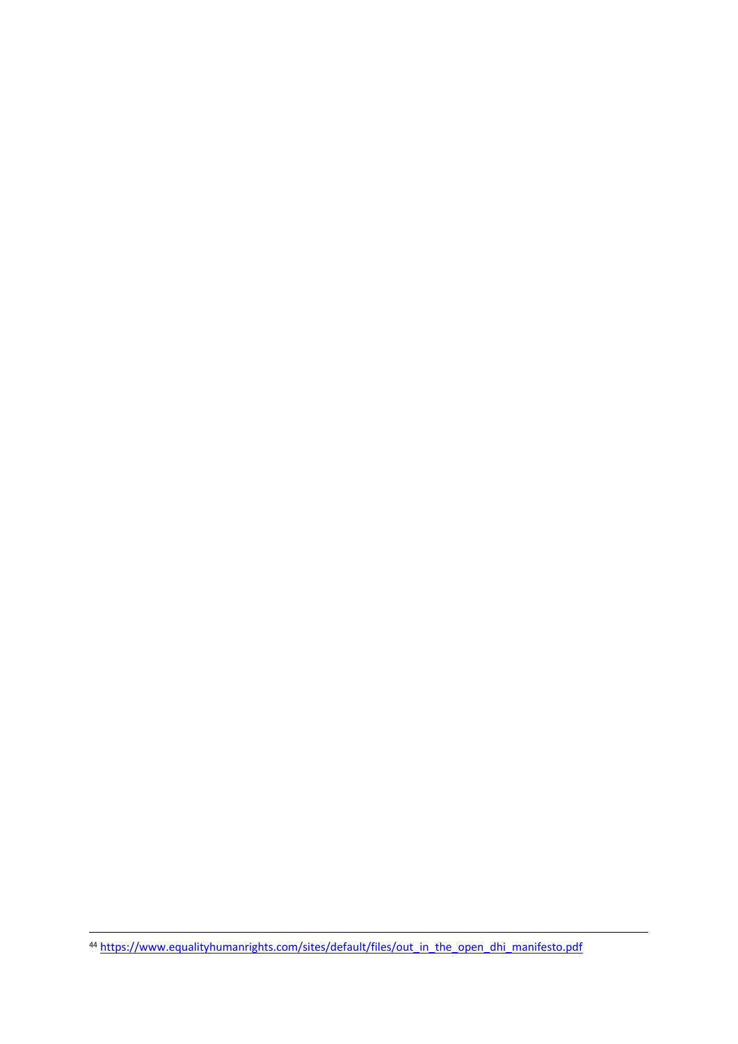[44] https://www.equalityhumanrights.com/sites/default/files/out_in_the_open_dhi_manifesto.pdf